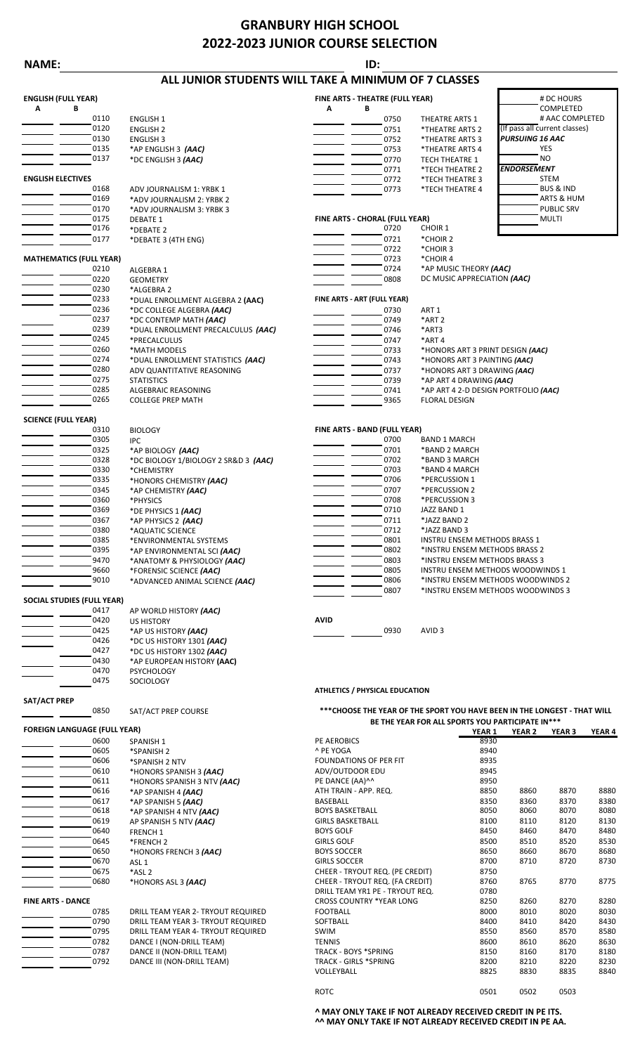# GRANBURY HIGH SCHOOL
# 2022-2023 JUNIOR COURSE SELECTION

**NAME:** **ID:**

## ALL JUNIOR STUDENTS WILL TAKE A MINIMUM OF 7 CLASSES

| | |
|---|---|
| | # DC HOURS COMPLETED |
| | # AAC COMPLETED (If pass all current classes) |
| ***PURSUING 16 AAC*** | |
| | YES |
| | NO |
| ***ENDORSEMENT*** | |
| | STEM |
| | BUS & IND |
| | ARTS & HUM |
| | PUBLIC SRV |
| | MULTI |

### ENGLISH (FULL YEAR)

| A | B | Code | Course |
|---|---|---|---|
| | | 0110 | ENGLISH 1 |
| | | 0120 | ENGLISH 2 |
| | | 0130 | ENGLISH 3 |
| | | 0135 | *AP ENGLISH 3 ***(AAC)*** |
| | | 0137 | *DC ENGLISH 3 ***(AAC)*** |

### ENGLISH ELECTIVES

| Code | Course |
|---|---|
| 0168 | ADV JOURNALISM 1: YRBK 1 |
| 0169 | *ADV JOURNALISM 2: YRBK 2 |
| 0170 | *ADV JOURNALISM 3: YRBK 3 |
| 0175 | DEBATE 1 |
| 0176 | *DEBATE 2 |
| 0177 | *DEBATE 3 (4TH ENG) |

### MATHEMATICS (FULL YEAR)

| Code | Course |
|---|---|
| 0210 | ALGEBRA 1 |
| 0220 | GEOMETRY |
| 0230 | *ALGEBRA 2 |
| 0233 | *DUAL ENROLLMENT ALGEBRA 2 **(AAC)** |
| 0236 | *DC COLLEGE ALGEBRA ***(AAC)*** |
| 0237 | *DC CONTEMP MATH ***(AAC)*** |
| 0239 | *DUAL ENROLLMENT PRECALCULUS ***(AAC)*** |
| 0245 | *PRECALCULUS |
| 0260 | *MATH MODELS |
| 0274 | *DUAL ENROLLMENT STATISTICS ***(AAC)*** |
| 0280 | ADV QUANTITATIVE REASONING |
| 0275 | STATISTICS |
| 0285 | ALGEBRAIC REASONING |
| 0265 | COLLEGE PREP MATH |

### SCIENCE (FULL YEAR)

| Code | Course |
|---|---|
| 0310 | BIOLOGY |
| 0305 | IPC |
| 0325 | *AP BIOLOGY ***(AAC)*** |
| 0328 | *DC BIOLOGY 1/BIOLOGY 2 SR&D 3 ***(AAC)*** |
| 0330 | *CHEMISTRY |
| 0335 | *HONORS CHEMISTRY ***(AAC)*** |
| 0345 | *AP CHEMISTRY ***(AAC)*** |
| 0360 | *PHYSICS |
| 0369 | *DE PHYSICS 1 ***(AAC)*** |
| 0367 | *AP PHYSICS 2 ***(AAC)*** |
| 0380 | *AQUATIC SCIENCE |
| 0385 | *ENVIRONMENTAL SYSTEMS |
| 0395 | *AP ENVIRONMENTAL SCI ***(AAC)*** |
| 9470 | *ANATOMY & PHYSIOLOGY ***(AAC)*** |
| 9660 | *FORENSIC SCIENCE ***(AAC)*** |
| 9010 | *ADVANCED ANIMAL SCIENCE ***(AAC)*** |

### SOCIAL STUDIES (FULL YEAR)

| Code | Course |
|---|---|
| 0417 | AP WORLD HISTORY ***(AAC)*** |
| 0420 | US HISTORY |
| 0425 | *AP US HISTORY ***(AAC)*** |
| 0426 | *DC US HISTORY 1301 ***(AAC)*** |
| 0427 | *DC US HISTORY 1302 ***(AAC)*** |
| 0430 | *AP EUROPEAN HISTORY **(AAC)** |
| 0470 | PSYCHOLOGY |
| 0475 | SOCIOLOGY |

### SAT/ACT PREP

| Code | Course |
|---|---|
| 0850 | SAT/ACT PREP COURSE |

### FOREIGN LANGUAGE (FULL YEAR)

| Code | Course |
|---|---|
| 0600 | SPANISH 1 |
| 0605 | *SPANISH 2 |
| 0606 | *SPANISH 2 NTV |
| 0610 | *HONORS SPANISH 3 ***(AAC)*** |
| 0611 | *HONORS SPANISH 3 NTV ***(AAC)*** |
| 0616 | *AP SPANISH 4 ***(AAC)*** |
| 0617 | *AP SPANISH 5 ***(AAC)*** |
| 0618 | *AP SPANISH 4 NTV ***(AAC)*** |
| 0619 | AP SPANISH 5 NTV ***(AAC)*** |
| 0640 | FRENCH 1 |
| 0645 | *FRENCH 2 |
| 0650 | *HONORS FRENCH 3 ***(AAC)*** |
| 0670 | ASL 1 |
| 0675 | *ASL 2 |
| 0680 | *HONORS ASL 3 ***(AAC)*** |

### FINE ARTS - DANCE

| Code | Course |
|---|---|
| 0785 | DRILL TEAM YEAR 2- TRYOUT REQUIRED |
| 0790 | DRILL TEAM YEAR 3- TRYOUT REQUIRED |
| 0795 | DRILL TEAM YEAR 4- TRYOUT REQUIRED |
| 0782 | DANCE I (NON-DRILL TEAM) |
| 0787 | DANCE II (NON-DRILL TEAM) |
| 0792 | DANCE III (NON-DRILL TEAM) |

### FINE ARTS - THEATRE (FULL YEAR)

| A | B | Code | Course |
|---|---|---|---|
| | | 0750 | THEATRE ARTS 1 |
| | | 0751 | *THEATRE ARTS 2 |
| | | 0752 | *THEATRE ARTS 3 |
| | | 0753 | *THEATRE ARTS 4 |
| | | 0770 | TECH THEATRE 1 |
| | | 0771 | *TECH THEATRE 2 |
| | | 0772 | *TECH THEATRE 3 |
| | | 0773 | *TECH THEATRE 4 |

### FINE ARTS - CHORAL (FULL YEAR)

| Code | Course |
|---|---|
| 0720 | CHOIR 1 |
| 0721 | *CHOIR 2 |
| 0722 | *CHOIR 3 |
| 0723 | *CHOIR 4 |
| 0724 | *AP MUSIC THEORY ***(AAC)*** |
| 0808 | DC MUSIC APPRECIATION ***(AAC)*** |

### FINE ARTS - ART (FULL YEAR)

| Code | Course |
|---|---|
| 0730 | ART 1 |
| 0749 | *ART 2 |
| 0746 | *ART3 |
| 0747 | *ART 4 |
| 0733 | *HONORS ART 3 PRINT DESIGN ***(AAC)*** |
| 0743 | *HONORS ART 3 PAINTING ***(AAC)*** |
| 0737 | *HONORS ART 3 DRAWING ***(AAC)*** |
| 0739 | *AP ART 4 DRAWING ***(AAC)*** |
| 0741 | *AP ART 4 2-D DESIGN PORTFOLIO ***(AAC)*** |
| 9365 | FLORAL DESIGN |

### FINE ARTS - BAND (FULL YEAR)

| Code | Course |
|---|---|
| 0700 | BAND 1 MARCH |
| 0701 | *BAND 2 MARCH |
| 0702 | *BAND 3 MARCH |
| 0703 | *BAND 4 MARCH |
| 0706 | *PERCUSSION 1 |
| 0707 | *PERCUSSION 2 |
| 0708 | *PERCUSSION 3 |
| 0710 | JAZZ BAND 1 |
| 0711 | *JAZZ BAND 2 |
| 0712 | *JAZZ BAND 3 |
| 0801 | INSTRU ENSEM METHODS BRASS 1 |
| 0802 | *INSTRU ENSEM METHODS BRASS 2 |
| 0803 | *INSTRU ENSEM METHODS BRASS 3 |
| 0805 | INSTRU ENSEM METHODS WOODWINDS 1 |
| 0806 | *INSTRU ENSEM METHODS WOODWINDS 2 |
| 0807 | *INSTRU ENSEM METHODS WOODWINDS 3 |

### AVID

| Code | Course |
|---|---|
| 0930 | AVID 3 |

### ATHLETICS / PHYSICAL EDUCATION

**\*\*\*CHOOSE THE YEAR OF THE SPORT YOU HAVE BEEN IN THE LONGEST - THAT WILL BE THE YEAR FOR ALL SPORTS YOU PARTICIPATE IN\*\*\***

| | YEAR 1 | YEAR 2 | YEAR 3 | YEAR 4 |
|---|---|---|---|---|
| PE AEROBICS | 8930 | | | |
| ^ PE YOGA | 8940 | | | |
| FOUNDATIONS OF PER FIT | 8935 | | | |
| ADV/OUTDOOR EDU | 8945 | | | |
| PE DANCE (AA)^^ | 8950 | | | |
| ATH TRAIN - APP. REQ. | 8850 | 8860 | 8870 | 8880 |
| BASEBALL | 8350 | 8360 | 8370 | 8380 |
| BOYS BASKETBALL | 8050 | 8060 | 8070 | 8080 |
| GIRLS BASKETBALL | 8100 | 8110 | 8120 | 8130 |
| BOYS GOLF | 8450 | 8460 | 8470 | 8480 |
| GIRLS GOLF | 8500 | 8510 | 8520 | 8530 |
| BOYS SOCCER | 8650 | 8660 | 8670 | 8680 |
| GIRLS SOCCER | 8700 | 8710 | 8720 | 8730 |
| CHEER - TRYOUT REQ. (PE CREDIT) | 8750 | | | |
| CHEER - TRYOUT REQ. (FA CREDIT) | 8760 | 8765 | 8770 | 8775 |
| DRILL TEAM YR1 PE - TRYOUT REQ. | 0780 | | | |
| CROSS COUNTRY *YEAR LONG | 8250 | 8260 | 8270 | 8280 |
| FOOTBALL | 8000 | 8010 | 8020 | 8030 |
| SOFTBALL | 8400 | 8410 | 8420 | 8430 |
| SWIM | 8550 | 8560 | 8570 | 8580 |
| TENNIS | 8600 | 8610 | 8620 | 8630 |
| TRACK - BOYS *SPRING | 8150 | 8160 | 8170 | 8180 |
| TRACK - GIRLS *SPRING | 8200 | 8210 | 8220 | 8230 |
| VOLLEYBALL | 8825 | 8830 | 8835 | 8840 |
| ROTC | 0501 | 0502 | 0503 | |

**^ MAY ONLY TAKE IF NOT ALREADY RECEIVED CREDIT IN PE ITS.**
**^^ MAY ONLY TAKE IF NOT ALREADY RECEIVED CREDIT IN PE AA.**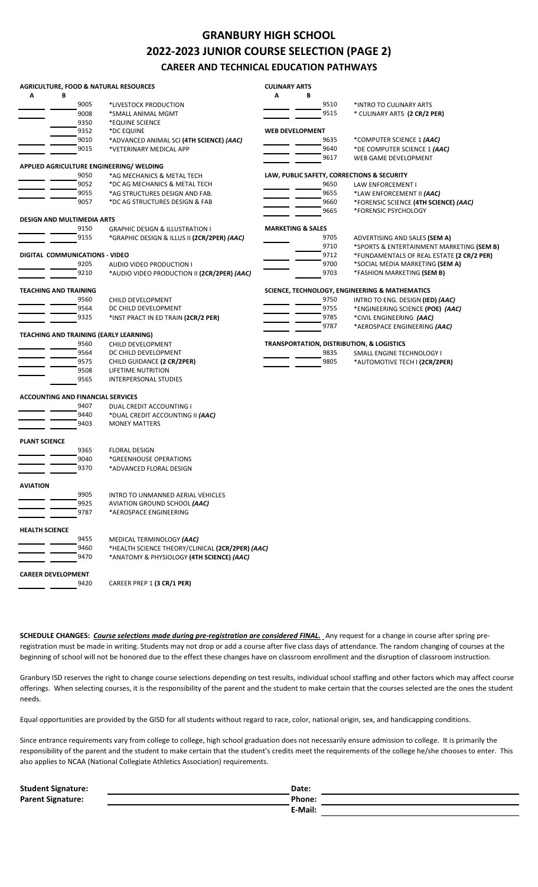# GRANBURY HIGH SCHOOL

## 2022-2023 JUNIOR COURSE SELECTION (PAGE 2)

### CAREER AND TECHNICAL EDUCATION PATHWAYS

**AGRICULTURE, FOOD & NATURAL RESOURCES**

| A | B | Code | Course |
|---|---|---|---|
| | | 9005 | *LIVESTOCK PRODUCTION |
| | | 9008 | *SMALL ANIMAL MGMT |
| | | 9350 | *EQUINE SCIENCE |
| | | 9352 | *DC EQUINE |
| | | 9010 | *ADVANCED ANIMAL SCI **(4TH SCIENCE)** ***(AAC)*** |
| | | 9015 | *VETERINARY MEDICAL APP |

**APPLIED AGRICULTURE ENGINEERING/ WELDING**

| A | B | Code | Course |
|---|---|---|---|
| | | 9050 | *AG MECHANICS & METAL TECH |
| | | 9052 | *DC AG MECHANICS & METAL TECH |
| | | 9055 | *AG STRUCTURES DESIGN AND FAB. |
| | | 9057 | *DC AG STRUCTURES DESIGN & FAB |

**DESIGN AND MULTIMEDIA ARTS**

| A | B | Code | Course |
|---|---|---|---|
| | | 9150 | GRAPHIC DESIGN & ILLUSTRATION I |
| | | 9155 | *GRAPHIC DESIGN & ILLUS II **(2CR/2PER)** ***(AAC)*** |

**DIGITAL COMMUNICATIONS - VIDEO**

| A | B | Code | Course |
|---|---|---|---|
| | | 9205 | AUDIO VIDEO PRODUCTION I |
| | | 9210 | *AUDIO VIDEO PRODUCTION II **(2CR/2PER)** ***(AAC)*** |

**TEACHING AND TRAINING**

| A | B | Code | Course |
|---|---|---|---|
| | | 9560 | CHILD DEVELOPMENT |
| | | 9564 | DC CHILD DEVELOPMENT |
| | | 9325 | *INST PRACT IN ED TRAIN **(2CR/2 PER)** |

**TEACHING AND TRAINING (EARLY LEARNING)**

| A | B | Code | Course |
|---|---|---|---|
| | | 9560 | CHILD DEVELOPMENT |
| | | 9564 | DC CHILD DEVELOPMENT |
| | | 9575 | CHILD GUIDANCE **(2 CR/2PER)** |
| | | 9508 | LIFETIME NUTRITION |
| | | 9565 | INTERPERSONAL STUDIES |

**ACCOUNTING AND FINANCIAL SERVICES**

| A | B | Code | Course |
|---|---|---|---|
| | | 9407 | DUAL CREDIT ACCOUNTING I |
| | | 9440 | *DUAL CREDIT ACCOUNTING II ***(AAC)*** |
| | | 9403 | MONEY MATTERS |

**PLANT SCIENCE**

| A | B | Code | Course |
|---|---|---|---|
| | | 9365 | FLORAL DESIGN |
| | | 9040 | *GREENHOUSE OPERATIONS |
| | | 9370 | *ADVANCED FLORAL DESIGN |

**AVIATION**

| A | B | Code | Course |
|---|---|---|---|
| | | 9905 | INTRO TO UNMANNED AERIAL VEHICLES |
| | | 9925 | AVIATION GROUND SCHOOL ***(AAC)*** |
| | | 9787 | *AEROSPACE ENGINEERING |

**HEALTH SCIENCE**

| A | B | Code | Course |
|---|---|---|---|
| | | 9455 | MEDICAL TERMINOLOGY ***(AAC)*** |
| | | 9460 | *HEALTH SCIENCE THEORY/CLINICAL **(2CR/2PER)** ***(AAC)*** |
| | | 9470 | *ANATOMY & PHYSIOLOGY **(4TH SCIENCE)** ***(AAC)*** |

**CAREER DEVELOPMENT**

| A | B | Code | Course |
|---|---|---|---|
| | | 9420 | CAREER PREP 1 **(3 CR/1 PER)** |

**CULINARY ARTS**

| A | B | Code | Course |
|---|---|---|---|
| | | 9510 | *INTRO TO CULINARY ARTS |
| | | 9515 | * CULINARY ARTS **(2 CR/2 PER)** |

**WEB DEVELOPMENT**

| A | B | Code | Course |
|---|---|---|---|
| | | 9635 | *COMPUTER SCIENCE 1 ***(AAC)*** |
| | | 9640 | *DE COMPUTER SCIENCE 1 ***(AAC)*** |
| | | 9617 | WEB GAME DEVELOPMENT |

**LAW, PUBLIC SAFETY, CORRECTIONS & SECURITY**

| A | B | Code | Course |
|---|---|---|---|
| | | 9650 | LAW ENFORCEMENT I |
| | | 9655 | *LAW ENFORCEMENT II ***(AAC)*** |
| | | 9660 | *FORENSIC SCIENCE **(4TH SCIENCE)** ***(AAC)*** |
| | | 9665 | *FORENSIC PSYCHOLOGY |

**MARKETING & SALES**

| A | B | Code | Course |
|---|---|---|---|
| | | 9705 | ADVERTISING AND SALES **(SEM A)** |
| | | 9710 | *SPORTS & ENTERTAINMENT MARKETING **(SEM B)** |
| | | 9712 | *FUNDAMENTALS OF REAL ESTATE **(2 CR/2 PER)** |
| | | 9700 | *SOCIAL MEDIA MARKETING **(SEM A)** |
| | | 9703 | *FASHION MARKETING **(SEM B)** |

**SCIENCE, TECHNOLOGY, ENGINEERING & MATHEMATICS**

| A | B | Code | Course |
|---|---|---|---|
| | | 9750 | INTRO TO ENG. DESIGN **(IED)** ***(AAC)*** |
| | | 9755 | *ENGINEERING SCIENCE **(POE)** ***(AAC)*** |
| | | 9785 | *CIVIL ENGINEERING ***(AAC)*** |
| | | 9787 | *AEROSPACE ENGINEERING ***(AAC)*** |

**TRANSPORTATION, DISTRIBUTION, & LOGISTICS**

| A | B | Code | Course |
|---|---|---|---|
| | | 9835 | SMALL ENGINE TECHNOLOGY I |
| | | 9805 | *AUTOMOTIVE TECH I **(2CR/2PER)** |

**SCHEDULE CHANGES:** ***Course selections made during pre-registration are considered FINAL.*** Any request for a change in course after spring pre-registration must be made in writing. Students may not drop or add a course after five class days of attendance. The random changing of courses at the beginning of school will not be honored due to the effect these changes have on classroom enrollment and the disruption of classroom instruction.

Granbury ISD reserves the right to change course selections depending on test results, individual school staffing and other factors which may affect course offerings. When selecting courses, it is the responsibility of the parent and the student to make certain that the courses selected are the ones the student needs.

Equal opportunities are provided by the GISD for all students without regard to race, color, national origin, sex, and handicapping conditions.

Since entrance requirements vary from college to college, high school graduation does not necessarily ensure admission to college. It is primarily the responsibility of the parent and the student to make certain that the student's credits meet the requirements of the college he/she chooses to enter. This also applies to NCAA (National Collegiate Athletics Association) requirements.

**Student Signature:** ____________________ **Date:** ____________________

**Parent Signature:** ____________________ **Phone:** ____________________

**E-Mail:** ____________________